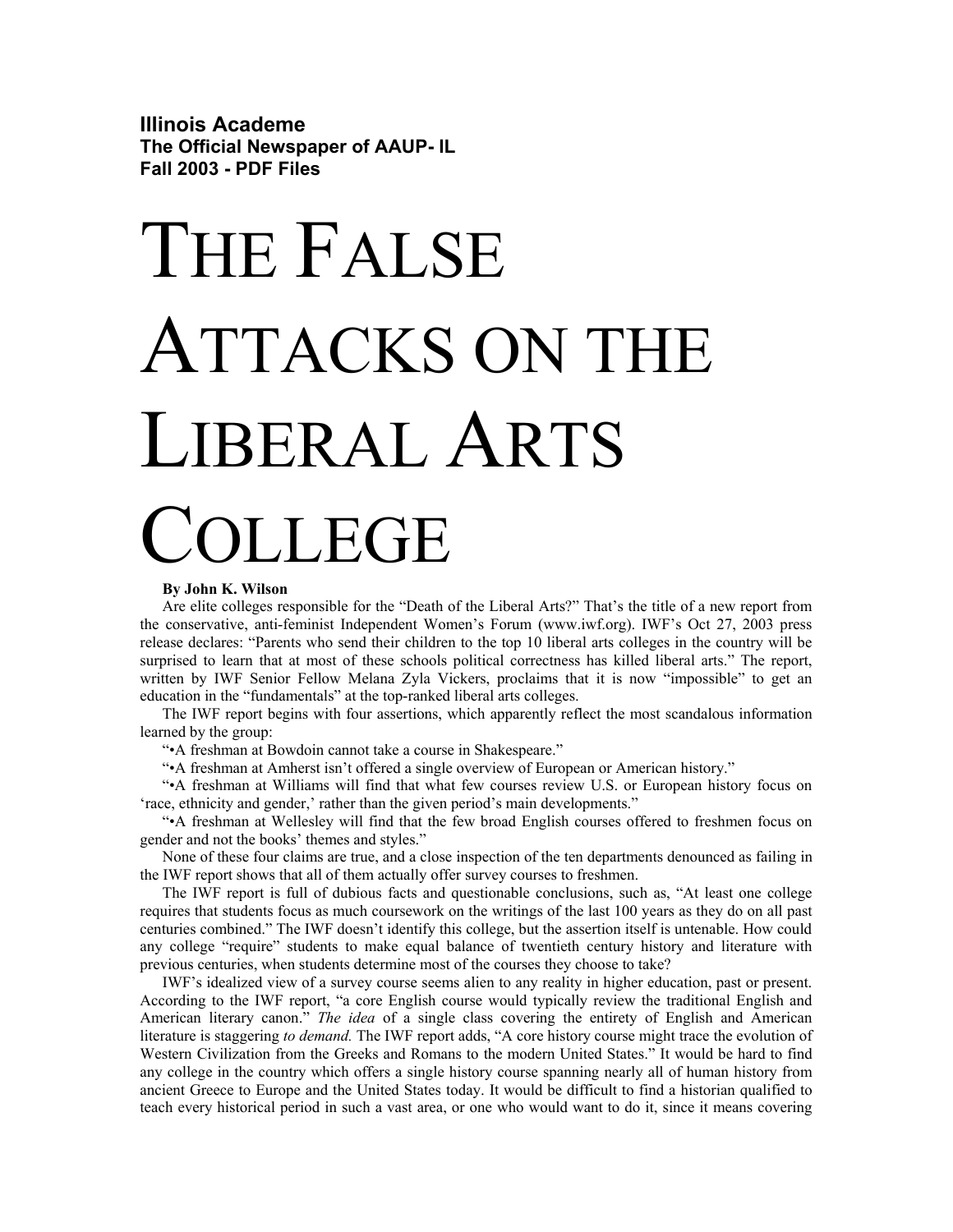**Illinois Academe**
**The Official Newspaper of AAUP- IL**
**Fall 2003 - PDF Files**

# The False Attacks on the Liberal Arts College

**By John K. Wilson**

Are elite colleges responsible for the "Death of the Liberal Arts?" That's the title of a new report from the conservative, anti-feminist Independent Women's Forum (www.iwf.org). IWF's Oct 27, 2003 press release declares: "Parents who send their children to the top 10 liberal arts colleges in the country will be surprised to learn that at most of these schools political correctness has killed liberal arts." The report, written by IWF Senior Fellow Melana Zyla Vickers, proclaims that it is now "impossible" to get an education in the "fundamentals" at the top-ranked liberal arts colleges.

The IWF report begins with four assertions, which apparently reflect the most scandalous information learned by the group:

"•A freshman at Bowdoin cannot take a course in Shakespeare."

"•A freshman at Amherst isn't offered a single overview of European or American history."

"•A freshman at Williams will find that what few courses review U.S. or European history focus on 'race, ethnicity and gender,' rather than the given period's main developments."

"•A freshman at Wellesley will find that the few broad English courses offered to freshmen focus on gender and not the books' themes and styles."

None of these four claims are true, and a close inspection of the ten departments denounced as failing in the IWF report shows that all of them actually offer survey courses to freshmen.

The IWF report is full of dubious facts and questionable conclusions, such as, "At least one college requires that students focus as much coursework on the writings of the last 100 years as they do on all past centuries combined." The IWF doesn't identify this college, but the assertion itself is untenable. How could any college "require" students to make equal balance of twentieth century history and literature with previous centuries, when students determine most of the courses they choose to take?

IWF's idealized view of a survey course seems alien to any reality in higher education, past or present. According to the IWF report, "a core English course would typically review the traditional English and American literary canon." *The idea* of a single class covering the entirety of English and American literature is staggering *to demand.* The IWF report adds, "A core history course might trace the evolution of Western Civilization from the Greeks and Romans to the modern United States." It would be hard to find any college in the country which offers a single history course spanning nearly all of human history from ancient Greece to Europe and the United States today. It would be difficult to find a historian qualified to teach every historical period in such a vast area, or one who would want to do it, since it means covering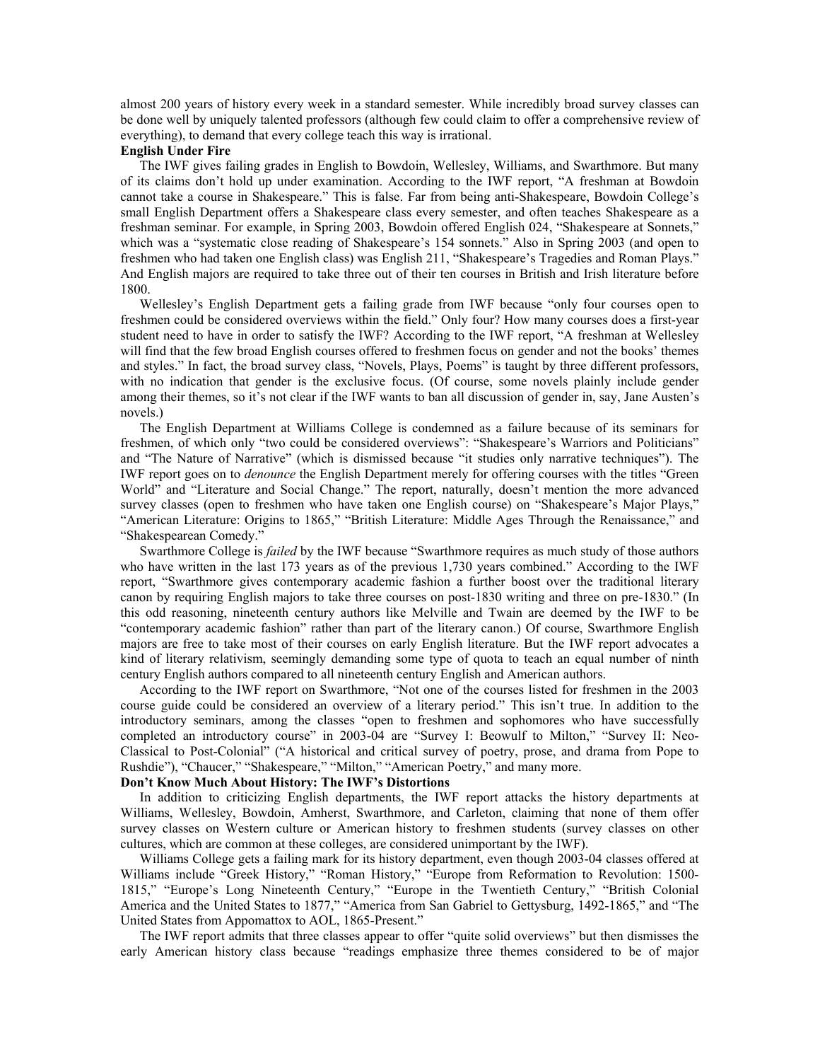almost 200 years of history every week in a standard semester. While incredibly broad survey classes can be done well by uniquely talented professors (although few could claim to offer a comprehensive review of everything), to demand that every college teach this way is irrational.

**English Under Fire**

The IWF gives failing grades in English to Bowdoin, Wellesley, Williams, and Swarthmore. But many of its claims don't hold up under examination. According to the IWF report, "A freshman at Bowdoin cannot take a course in Shakespeare." This is false. Far from being anti-Shakespeare, Bowdoin College's small English Department offers a Shakespeare class every semester, and often teaches Shakespeare as a freshman seminar. For example, in Spring 2003, Bowdoin offered English 024, "Shakespeare at Sonnets," which was a "systematic close reading of Shakespeare's 154 sonnets." Also in Spring 2003 (and open to freshmen who had taken one English class) was English 211, "Shakespeare's Tragedies and Roman Plays." And English majors are required to take three out of their ten courses in British and Irish literature before 1800.

Wellesley's English Department gets a failing grade from IWF because "only four courses open to freshmen could be considered overviews within the field." Only four? How many courses does a first-year student need to have in order to satisfy the IWF? According to the IWF report, "A freshman at Wellesley will find that the few broad English courses offered to freshmen focus on gender and not the books' themes and styles." In fact, the broad survey class, "Novels, Plays, Poems" is taught by three different professors, with no indication that gender is the exclusive focus. (Of course, some novels plainly include gender among their themes, so it's not clear if the IWF wants to ban all discussion of gender in, say, Jane Austen's novels.)

The English Department at Williams College is condemned as a failure because of its seminars for freshmen, of which only "two could be considered overviews": "Shakespeare's Warriors and Politicians" and "The Nature of Narrative" (which is dismissed because "it studies only narrative techniques"). The IWF report goes on to *denounce* the English Department merely for offering courses with the titles "Green World" and "Literature and Social Change." The report, naturally, doesn't mention the more advanced survey classes (open to freshmen who have taken one English course) on "Shakespeare's Major Plays," "American Literature: Origins to 1865," "British Literature: Middle Ages Through the Renaissance," and "Shakespearean Comedy."

Swarthmore College is *failed* by the IWF because "Swarthmore requires as much study of those authors who have written in the last 173 years as of the previous 1,730 years combined." According to the IWF report, "Swarthmore gives contemporary academic fashion a further boost over the traditional literary canon by requiring English majors to take three courses on post-1830 writing and three on pre-1830." (In this odd reasoning, nineteenth century authors like Melville and Twain are deemed by the IWF to be "contemporary academic fashion" rather than part of the literary canon.) Of course, Swarthmore English majors are free to take most of their courses on early English literature. But the IWF report advocates a kind of literary relativism, seemingly demanding some type of quota to teach an equal number of ninth century English authors compared to all nineteenth century English and American authors.

According to the IWF report on Swarthmore, "Not one of the courses listed for freshmen in the 2003 course guide could be considered an overview of a literary period." This isn't true. In addition to the introductory seminars, among the classes "open to freshmen and sophomores who have successfully completed an introductory course" in 2003-04 are "Survey I: Beowulf to Milton," "Survey II: Neo-Classical to Post-Colonial" ("A historical and critical survey of poetry, prose, and drama from Pope to Rushdie"), "Chaucer," "Shakespeare," "Milton," "American Poetry," and many more.

**Don't Know Much About History: The IWF's Distortions**

In addition to criticizing English departments, the IWF report attacks the history departments at Williams, Wellesley, Bowdoin, Amherst, Swarthmore, and Carleton, claiming that none of them offer survey classes on Western culture or American history to freshmen students (survey classes on other cultures, which are common at these colleges, are considered unimportant by the IWF).

Williams College gets a failing mark for its history department, even though 2003-04 classes offered at Williams include "Greek History," "Roman History," "Europe from Reformation to Revolution: 1500-1815," "Europe's Long Nineteenth Century," "Europe in the Twentieth Century," "British Colonial America and the United States to 1877," "America from San Gabriel to Gettysburg, 1492-1865," and "The United States from Appomattox to AOL, 1865-Present."

The IWF report admits that three classes appear to offer "quite solid overviews" but then dismisses the early American history class because "readings emphasize three themes considered to be of major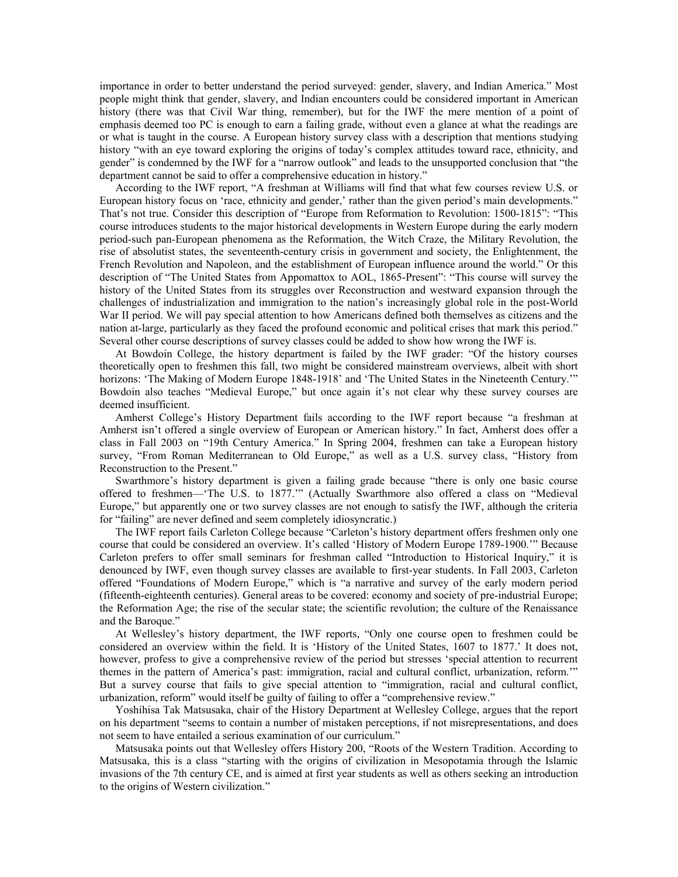importance in order to better understand the period surveyed: gender, slavery, and Indian America." Most people might think that gender, slavery, and Indian encounters could be considered important in American history (there was that Civil War thing, remember), but for the IWF the mere mention of a point of emphasis deemed too PC is enough to earn a failing grade, without even a glance at what the readings are or what is taught in the course. A European history survey class with a description that mentions studying history "with an eye toward exploring the origins of today's complex attitudes toward race, ethnicity, and gender" is condemned by the IWF for a "narrow outlook" and leads to the unsupported conclusion that "the department cannot be said to offer a comprehensive education in history."

According to the IWF report, "A freshman at Williams will find that what few courses review U.S. or European history focus on 'race, ethnicity and gender,' rather than the given period's main developments." That's not true. Consider this description of "Europe from Reformation to Revolution: 1500-1815": "This course introduces students to the major historical developments in Western Europe during the early modern period-such pan-European phenomena as the Reformation, the Witch Craze, the Military Revolution, the rise of absolutist states, the seventeenth-century crisis in government and society, the Enlightenment, the French Revolution and Napoleon, and the establishment of European influence around the world." Or this description of "The United States from Appomattox to AOL, 1865-Present": "This course will survey the history of the United States from its struggles over Reconstruction and westward expansion through the challenges of industrialization and immigration to the nation's increasingly global role in the post-World War II period. We will pay special attention to how Americans defined both themselves as citizens and the nation at-large, particularly as they faced the profound economic and political crises that mark this period." Several other course descriptions of survey classes could be added to show how wrong the IWF is.

At Bowdoin College, the history department is failed by the IWF grader: "Of the history courses theoretically open to freshmen this fall, two might be considered mainstream overviews, albeit with short horizons: 'The Making of Modern Europe 1848-1918' and 'The United States in the Nineteenth Century.'" Bowdoin also teaches "Medieval Europe," but once again it's not clear why these survey courses are deemed insufficient.

Amherst College's History Department fails according to the IWF report because "a freshman at Amherst isn't offered a single overview of European or American history." In fact, Amherst does offer a class in Fall 2003 on "19th Century America." In Spring 2004, freshmen can take a European history survey, "From Roman Mediterranean to Old Europe," as well as a U.S. survey class, "History from Reconstruction to the Present."

Swarthmore's history department is given a failing grade because "there is only one basic course offered to freshmen—'The U.S. to 1877.'" (Actually Swarthmore also offered a class on "Medieval Europe," but apparently one or two survey classes are not enough to satisfy the IWF, although the criteria for "failing" are never defined and seem completely idiosyncratic.)

The IWF report fails Carleton College because "Carleton's history department offers freshmen only one course that could be considered an overview. It's called 'History of Modern Europe 1789-1900.'" Because Carleton prefers to offer small seminars for freshman called "Introduction to Historical Inquiry," it is denounced by IWF, even though survey classes are available to first-year students. In Fall 2003, Carleton offered "Foundations of Modern Europe," which is "a narrative and survey of the early modern period (fifteenth-eighteenth centuries). General areas to be covered: economy and society of pre-industrial Europe; the Reformation Age; the rise of the secular state; the scientific revolution; the culture of the Renaissance and the Baroque."

At Wellesley's history department, the IWF reports, "Only one course open to freshmen could be considered an overview within the field. It is 'History of the United States, 1607 to 1877.' It does not, however, profess to give a comprehensive review of the period but stresses 'special attention to recurrent themes in the pattern of America's past: immigration, racial and cultural conflict, urbanization, reform.'" But a survey course that fails to give special attention to "immigration, racial and cultural conflict, urbanization, reform" would itself be guilty of failing to offer a "comprehensive review."

Yoshihisa Tak Matsusaka, chair of the History Department at Wellesley College, argues that the report on his department "seems to contain a number of mistaken perceptions, if not misrepresentations, and does not seem to have entailed a serious examination of our curriculum."

Matsusaka points out that Wellesley offers History 200, "Roots of the Western Tradition. According to Matsusaka, this is a class "starting with the origins of civilization in Mesopotamia through the Islamic invasions of the 7th century CE, and is aimed at first year students as well as others seeking an introduction to the origins of Western civilization."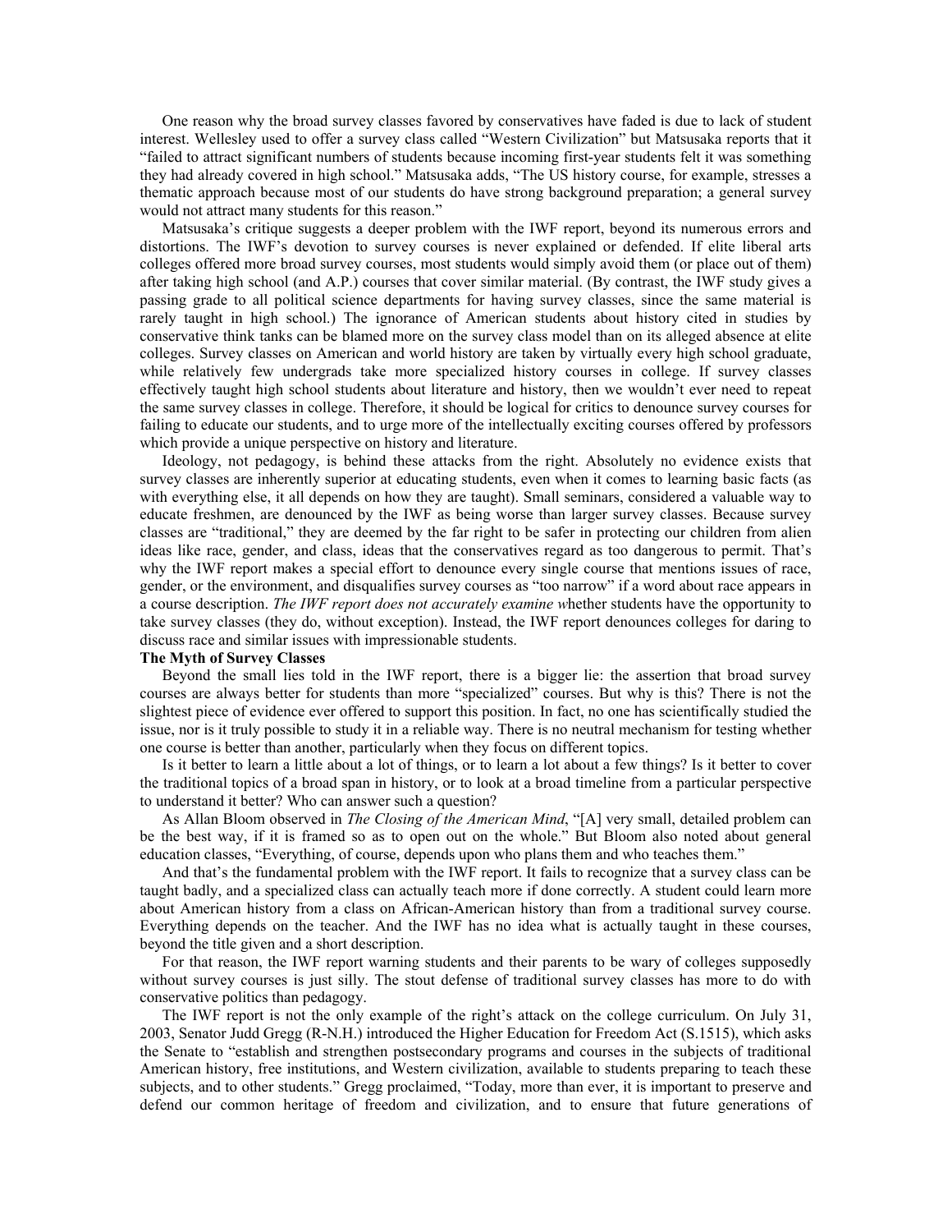One reason why the broad survey classes favored by conservatives have faded is due to lack of student interest. Wellesley used to offer a survey class called "Western Civilization" but Matsusaka reports that it "failed to attract significant numbers of students because incoming first-year students felt it was something they had already covered in high school." Matsusaka adds, "The US history course, for example, stresses a thematic approach because most of our students do have strong background preparation; a general survey would not attract many students for this reason."

Matsusaka's critique suggests a deeper problem with the IWF report, beyond its numerous errors and distortions. The IWF's devotion to survey courses is never explained or defended. If elite liberal arts colleges offered more broad survey courses, most students would simply avoid them (or place out of them) after taking high school (and A.P.) courses that cover similar material. (By contrast, the IWF study gives a passing grade to all political science departments for having survey classes, since the same material is rarely taught in high school.) The ignorance of American students about history cited in studies by conservative think tanks can be blamed more on the survey class model than on its alleged absence at elite colleges. Survey classes on American and world history are taken by virtually every high school graduate, while relatively few undergrads take more specialized history courses in college. If survey classes effectively taught high school students about literature and history, then we wouldn't ever need to repeat the same survey classes in college. Therefore, it should be logical for critics to denounce survey courses for failing to educate our students, and to urge more of the intellectually exciting courses offered by professors which provide a unique perspective on history and literature.

Ideology, not pedagogy, is behind these attacks from the right. Absolutely no evidence exists that survey classes are inherently superior at educating students, even when it comes to learning basic facts (as with everything else, it all depends on how they are taught). Small seminars, considered a valuable way to educate freshmen, are denounced by the IWF as being worse than larger survey classes. Because survey classes are "traditional," they are deemed by the far right to be safer in protecting our children from alien ideas like race, gender, and class, ideas that the conservatives regard as too dangerous to permit. That's why the IWF report makes a special effort to denounce every single course that mentions issues of race, gender, or the environment, and disqualifies survey courses as "too narrow" if a word about race appears in a course description. *The IWF report does not accurately examine w*hether students have the opportunity to take survey classes (they do, without exception). Instead, the IWF report denounces colleges for daring to discuss race and similar issues with impressionable students.

**The Myth of Survey Classes**

Beyond the small lies told in the IWF report, there is a bigger lie: the assertion that broad survey courses are always better for students than more "specialized" courses. But why is this? There is not the slightest piece of evidence ever offered to support this position. In fact, no one has scientifically studied the issue, nor is it truly possible to study it in a reliable way. There is no neutral mechanism for testing whether one course is better than another, particularly when they focus on different topics.

Is it better to learn a little about a lot of things, or to learn a lot about a few things? Is it better to cover the traditional topics of a broad span in history, or to look at a broad timeline from a particular perspective to understand it better? Who can answer such a question?

As Allan Bloom observed in *The Closing of the American Mind*, "[A] very small, detailed problem can be the best way, if it is framed so as to open out on the whole." But Bloom also noted about general education classes, "Everything, of course, depends upon who plans them and who teaches them."

And that's the fundamental problem with the IWF report. It fails to recognize that a survey class can be taught badly, and a specialized class can actually teach more if done correctly. A student could learn more about American history from a class on African-American history than from a traditional survey course. Everything depends on the teacher. And the IWF has no idea what is actually taught in these courses, beyond the title given and a short description.

For that reason, the IWF report warning students and their parents to be wary of colleges supposedly without survey courses is just silly. The stout defense of traditional survey classes has more to do with conservative politics than pedagogy.

The IWF report is not the only example of the right's attack on the college curriculum. On July 31, 2003, Senator Judd Gregg (R-N.H.) introduced the Higher Education for Freedom Act (S.1515), which asks the Senate to "establish and strengthen postsecondary programs and courses in the subjects of traditional American history, free institutions, and Western civilization, available to students preparing to teach these subjects, and to other students." Gregg proclaimed, "Today, more than ever, it is important to preserve and defend our common heritage of freedom and civilization, and to ensure that future generations of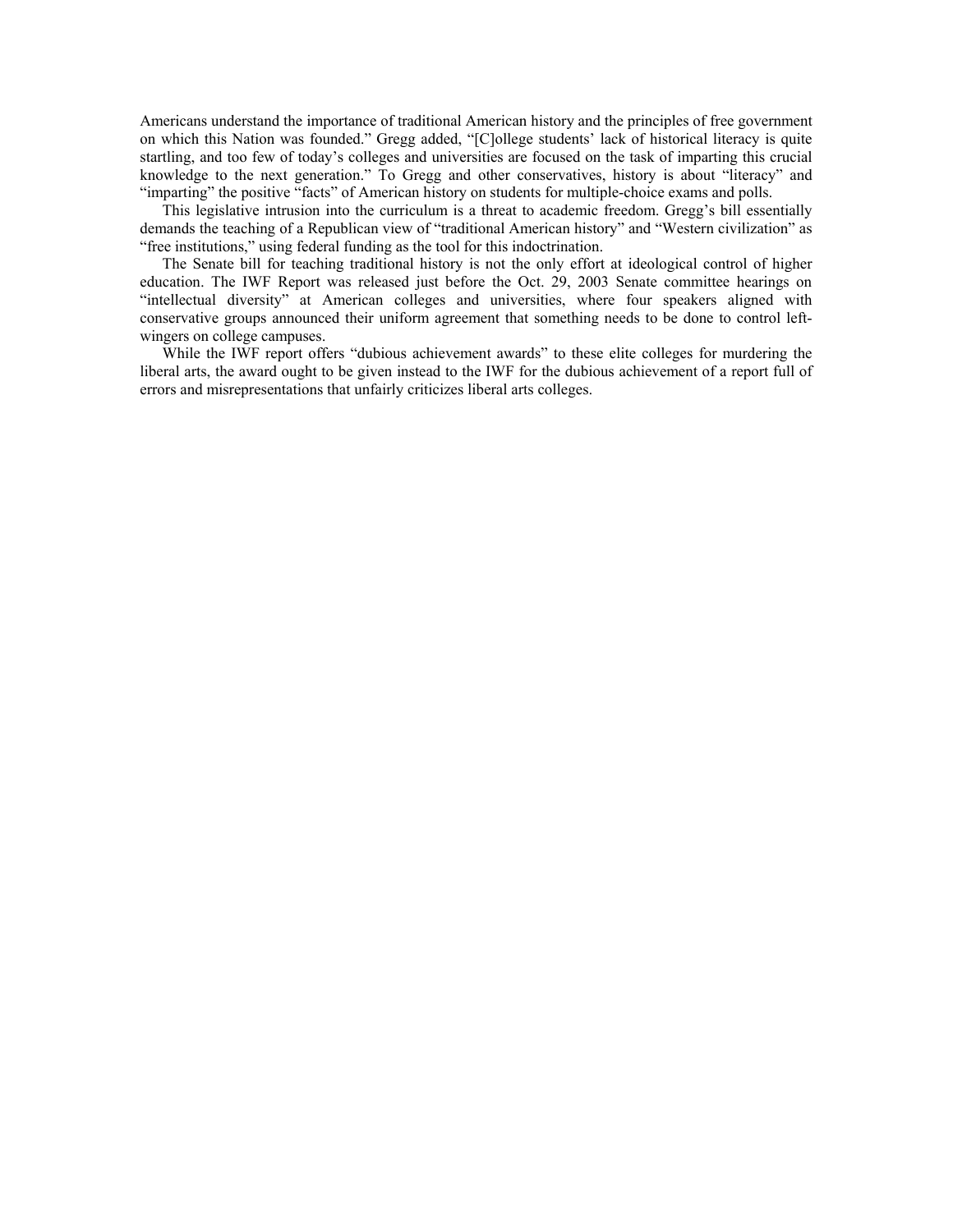Americans understand the importance of traditional American history and the principles of free government on which this Nation was founded." Gregg added, "[C]ollege students' lack of historical literacy is quite startling, and too few of today's colleges and universities are focused on the task of imparting this crucial knowledge to the next generation." To Gregg and other conservatives, history is about "literacy" and "imparting" the positive "facts" of American history on students for multiple-choice exams and polls.

This legislative intrusion into the curriculum is a threat to academic freedom. Gregg's bill essentially demands the teaching of a Republican view of "traditional American history" and "Western civilization" as "free institutions," using federal funding as the tool for this indoctrination.

The Senate bill for teaching traditional history is not the only effort at ideological control of higher education. The IWF Report was released just before the Oct. 29, 2003 Senate committee hearings on "intellectual diversity" at American colleges and universities, where four speakers aligned with conservative groups announced their uniform agreement that something needs to be done to control left-wingers on college campuses.

While the IWF report offers "dubious achievement awards" to these elite colleges for murdering the liberal arts, the award ought to be given instead to the IWF for the dubious achievement of a report full of errors and misrepresentations that unfairly criticizes liberal arts colleges.